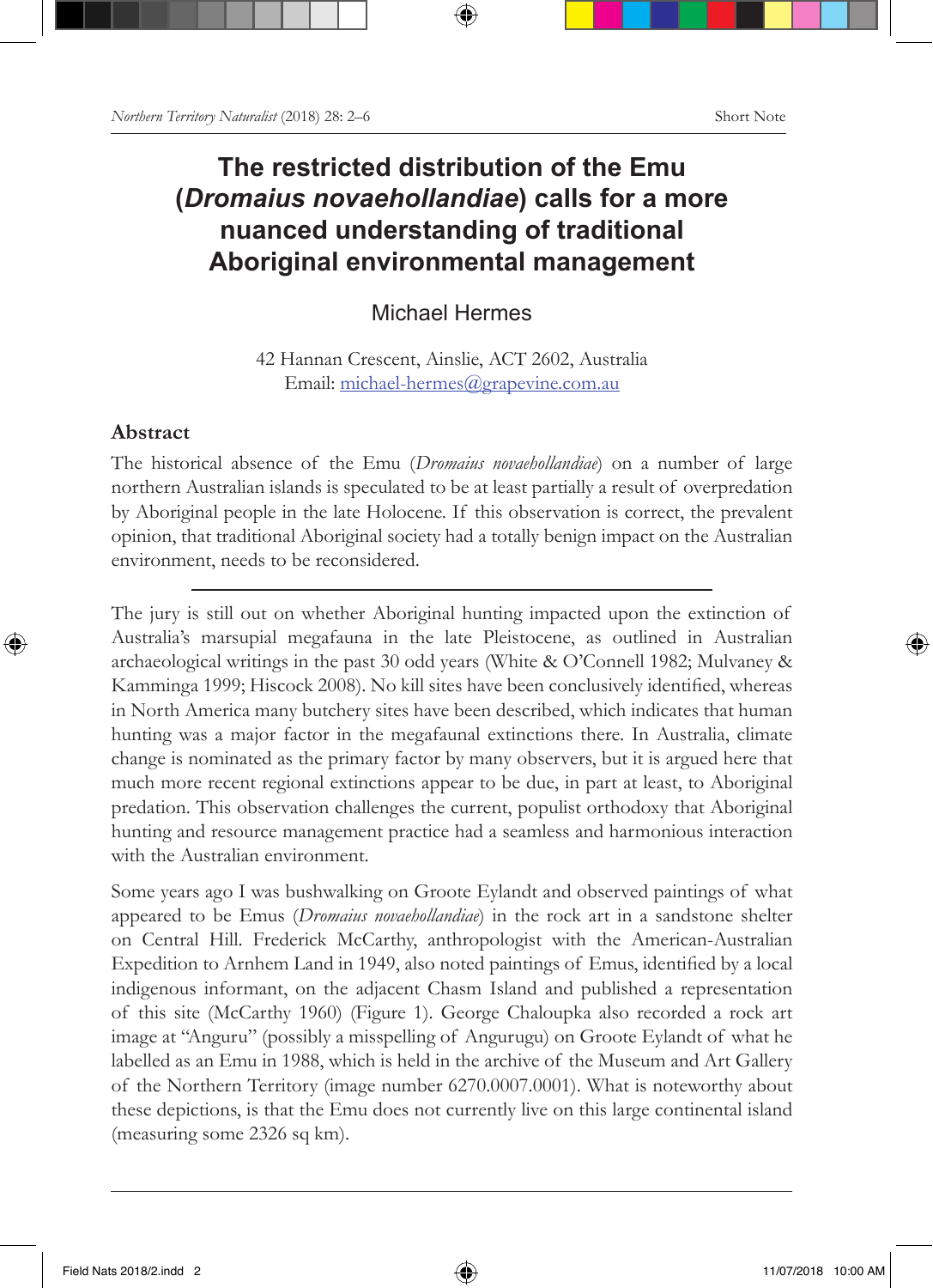# The restricted distribution of the Emu (*Dromaius novaehollandiae*) calls for a more nuanced understanding of traditional Aboriginal environmental management

Michael Hermes

42 Hannan Crescent, Ainslie, ACT 2602, Australia
Email: michael-hermes@grapevine.com.au

## Abstract

The historical absence of the Emu (*Dromaius novaehollandiae*) on a number of large northern Australian islands is speculated to be at least partially a result of overpredation by Aboriginal people in the late Holocene. If this observation is correct, the prevalent opinion, that traditional Aboriginal society had a totally benign impact on the Australian environment, needs to be reconsidered.

---

The jury is still out on whether Aboriginal hunting impacted upon the extinction of Australia's marsupial megafauna in the late Pleistocene, as outlined in Australian archaeological writings in the past 30 odd years (White & O'Connell 1982; Mulvaney & Kamminga 1999; Hiscock 2008). No kill sites have been conclusively identified, whereas in North America many butchery sites have been described, which indicates that human hunting was a major factor in the megafaunal extinctions there. In Australia, climate change is nominated as the primary factor by many observers, but it is argued here that much more recent regional extinctions appear to be due, in part at least, to Aboriginal predation. This observation challenges the current, populist orthodoxy that Aboriginal hunting and resource management practice had a seamless and harmonious interaction with the Australian environment.

Some years ago I was bushwalking on Groote Eylandt and observed paintings of what appeared to be Emus (*Dromaius novaehollandiae*) in the rock art in a sandstone shelter on Central Hill. Frederick McCarthy, anthropologist with the American-Australian Expedition to Arnhem Land in 1949, also noted paintings of Emus, identified by a local indigenous informant, on the adjacent Chasm Island and published a representation of this site (McCarthy 1960) (Figure 1). George Chaloupka also recorded a rock art image at "Anguru" (possibly a misspelling of Angurugu) on Groote Eylandt of what he labelled as an Emu in 1988, which is held in the archive of the Museum and Art Gallery of the Northern Territory (image number 6270.0007.0001). What is noteworthy about these depictions, is that the Emu does not currently live on this large continental island (measuring some 2326 sq km).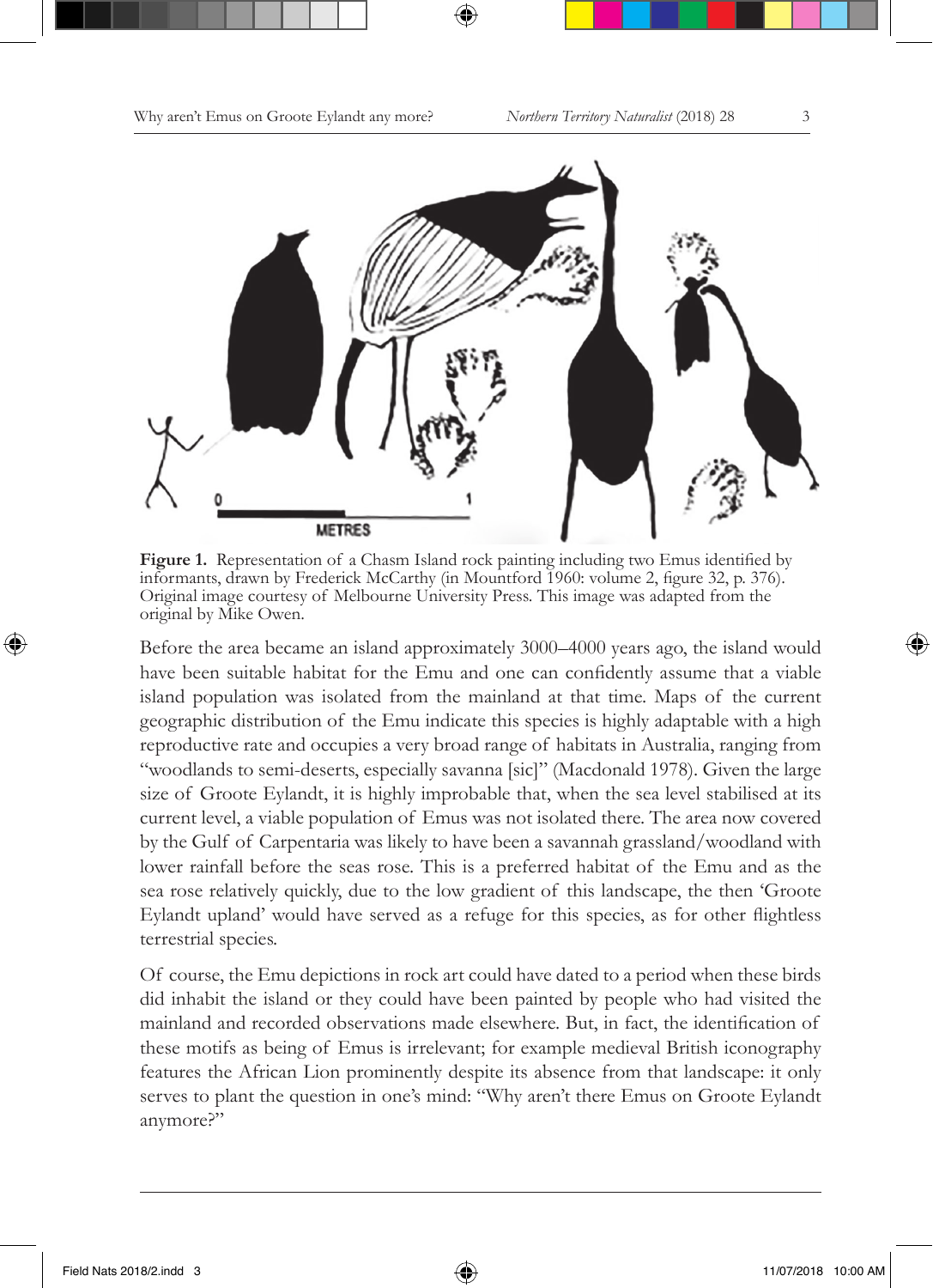**Figure 1.** Representation of a Chasm Island rock painting including two Emus identified by informants, drawn by Frederick McCarthy (in Mountford 1960: volume 2, figure 32, p. 376). Original image courtesy of Melbourne University Press. This image was adapted from the original by Mike Owen.

Before the area became an island approximately 3000–4000 years ago, the island would have been suitable habitat for the Emu and one can confidently assume that a viable island population was isolated from the mainland at that time. Maps of the current geographic distribution of the Emu indicate this species is highly adaptable with a high reproductive rate and occupies a very broad range of habitats in Australia, ranging from "woodlands to semi-deserts, especially savanna [sic]" (Macdonald 1978). Given the large size of Groote Eylandt, it is highly improbable that, when the sea level stabilised at its current level, a viable population of Emus was not isolated there. The area now covered by the Gulf of Carpentaria was likely to have been a savannah grassland/woodland with lower rainfall before the seas rose. This is a preferred habitat of the Emu and as the sea rose relatively quickly, due to the low gradient of this landscape, the then 'Groote Eylandt upland' would have served as a refuge for this species, as for other flightless terrestrial species.

Of course, the Emu depictions in rock art could have dated to a period when these birds did inhabit the island or they could have been painted by people who had visited the mainland and recorded observations made elsewhere. But, in fact, the identification of these motifs as being of Emus is irrelevant; for example medieval British iconography features the African Lion prominently despite its absence from that landscape: it only serves to plant the question in one's mind: "Why aren't there Emus on Groote Eylandt anymore?"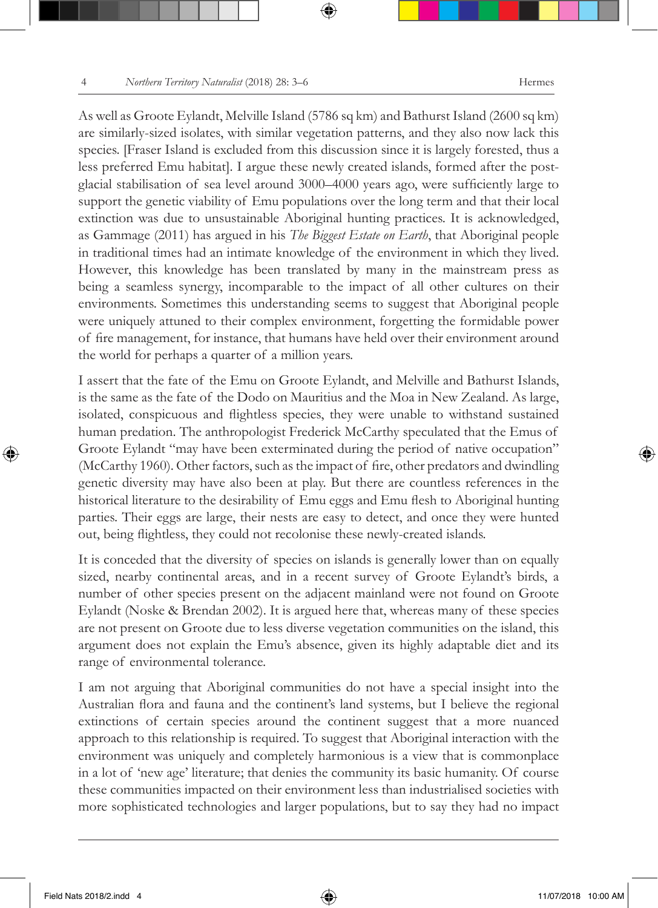As well as Groote Eylandt, Melville Island (5786 sq km) and Bathurst Island (2600 sq km) are similarly-sized isolates, with similar vegetation patterns, and they also now lack this species. [Fraser Island is excluded from this discussion since it is largely forested, thus a less preferred Emu habitat]. I argue these newly created islands, formed after the post-glacial stabilisation of sea level around 3000–4000 years ago, were sufficiently large to support the genetic viability of Emu populations over the long term and that their local extinction was due to unsustainable Aboriginal hunting practices. It is acknowledged, as Gammage (2011) has argued in his *The Biggest Estate on Earth*, that Aboriginal people in traditional times had an intimate knowledge of the environment in which they lived. However, this knowledge has been translated by many in the mainstream press as being a seamless synergy, incomparable to the impact of all other cultures on their environments. Sometimes this understanding seems to suggest that Aboriginal people were uniquely attuned to their complex environment, forgetting the formidable power of fire management, for instance, that humans have held over their environment around the world for perhaps a quarter of a million years.

I assert that the fate of the Emu on Groote Eylandt, and Melville and Bathurst Islands, is the same as the fate of the Dodo on Mauritius and the Moa in New Zealand. As large, isolated, conspicuous and flightless species, they were unable to withstand sustained human predation. The anthropologist Frederick McCarthy speculated that the Emus of Groote Eylandt "may have been exterminated during the period of native occupation" (McCarthy 1960). Other factors, such as the impact of fire, other predators and dwindling genetic diversity may have also been at play. But there are countless references in the historical literature to the desirability of Emu eggs and Emu flesh to Aboriginal hunting parties. Their eggs are large, their nests are easy to detect, and once they were hunted out, being flightless, they could not recolonise these newly-created islands.

It is conceded that the diversity of species on islands is generally lower than on equally sized, nearby continental areas, and in a recent survey of Groote Eylandt's birds, a number of other species present on the adjacent mainland were not found on Groote Eylandt (Noske & Brendan 2002). It is argued here that, whereas many of these species are not present on Groote due to less diverse vegetation communities on the island, this argument does not explain the Emu's absence, given its highly adaptable diet and its range of environmental tolerance.

I am not arguing that Aboriginal communities do not have a special insight into the Australian flora and fauna and the continent's land systems, but I believe the regional extinctions of certain species around the continent suggest that a more nuanced approach to this relationship is required. To suggest that Aboriginal interaction with the environment was uniquely and completely harmonious is a view that is commonplace in a lot of 'new age' literature; that denies the community its basic humanity. Of course these communities impacted on their environment less than industrialised societies with more sophisticated technologies and larger populations, but to say they had no impact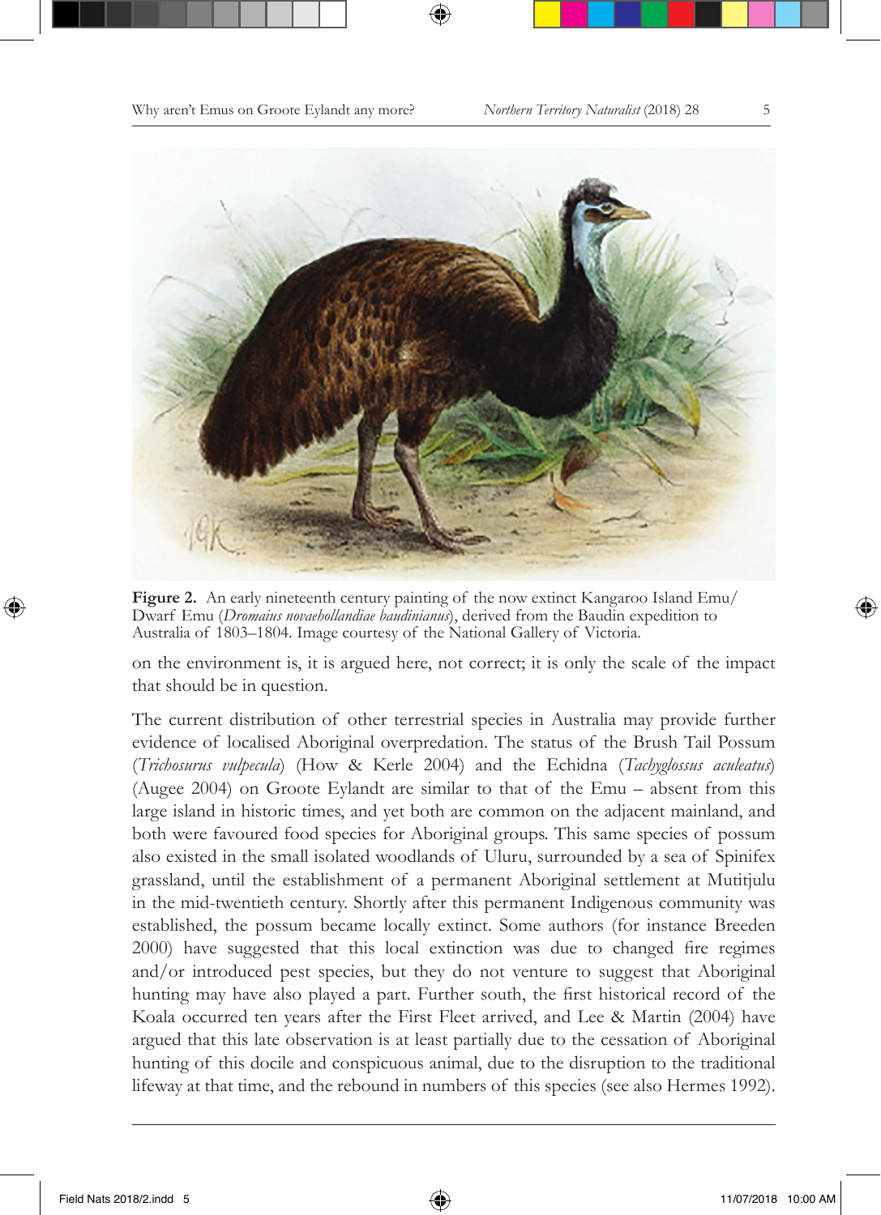**Figure 2.** An early nineteenth century painting of the now extinct Kangaroo Island Emu/ Dwarf Emu (*Dromaius novaehollandiae baudinianus*), derived from the Baudin expedition to Australia of 1803–1804. Image courtesy of the National Gallery of Victoria.

on the environment is, it is argued here, not correct; it is only the scale of the impact that should be in question.

The current distribution of other terrestrial species in Australia may provide further evidence of localised Aboriginal overpredation. The status of the Brush Tail Possum (*Trichosurus vulpecula*) (How & Kerle 2004) and the Echidna (*Tachyglossus aculeatus*) (Augee 2004) on Groote Eylandt are similar to that of the Emu – absent from this large island in historic times, and yet both are common on the adjacent mainland, and both were favoured food species for Aboriginal groups. This same species of possum also existed in the small isolated woodlands of Uluru, surrounded by a sea of Spinifex grassland, until the establishment of a permanent Aboriginal settlement at Mutitjulu in the mid-twentieth century. Shortly after this permanent Indigenous community was established, the possum became locally extinct. Some authors (for instance Breeden 2000) have suggested that this local extinction was due to changed fire regimes and/or introduced pest species, but they do not venture to suggest that Aboriginal hunting may have also played a part. Further south, the first historical record of the Koala occurred ten years after the First Fleet arrived, and Lee & Martin (2004) have argued that this late observation is at least partially due to the cessation of Aboriginal hunting of this docile and conspicuous animal, due to the disruption to the traditional lifeway at that time, and the rebound in numbers of this species (see also Hermes 1992).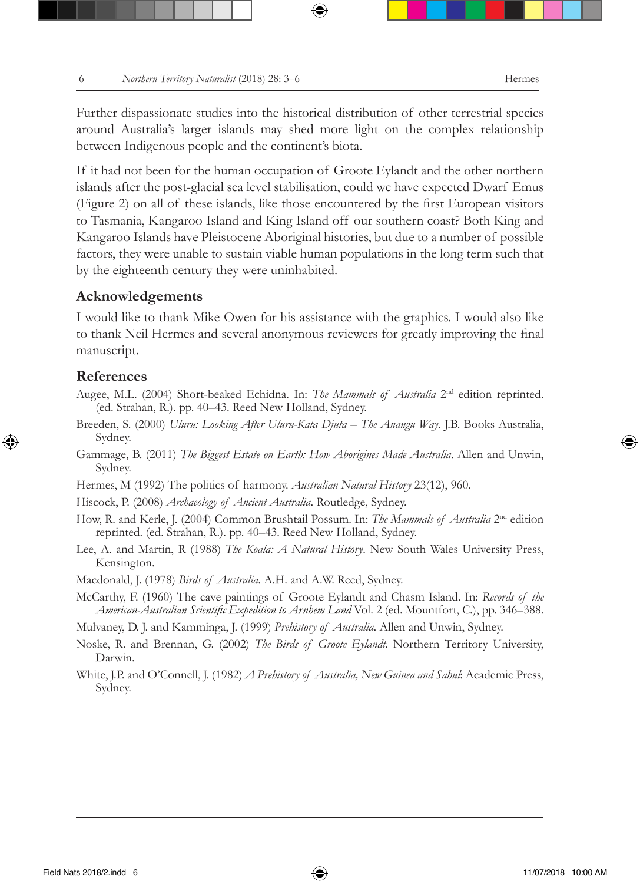Further dispassionate studies into the historical distribution of other terrestrial species around Australia's larger islands may shed more light on the complex relationship between Indigenous people and the continent's biota.

If it had not been for the human occupation of Groote Eylandt and the other northern islands after the post-glacial sea level stabilisation, could we have expected Dwarf Emus (Figure 2) on all of these islands, like those encountered by the first European visitors to Tasmania, Kangaroo Island and King Island off our southern coast? Both King and Kangaroo Islands have Pleistocene Aboriginal histories, but due to a number of possible factors, they were unable to sustain viable human populations in the long term such that by the eighteenth century they were uninhabited.

## Acknowledgements

I would like to thank Mike Owen for his assistance with the graphics. I would also like to thank Neil Hermes and several anonymous reviewers for greatly improving the final manuscript.

## References

Augee, M.L. (2004) Short-beaked Echidna. In: *The Mammals of Australia* 2nd edition reprinted. (ed. Strahan, R.). pp. 40–43. Reed New Holland, Sydney.

Breeden, S. (2000) *Uluru: Looking After Uluru-Kata Djuta – The Anangu Way*. J.B. Books Australia, Sydney.

Gammage, B. (2011) *The Biggest Estate on Earth: How Aborigines Made Australia*. Allen and Unwin, Sydney.

Hermes, M (1992) The politics of harmony. *Australian Natural History* 23(12), 960.

Hiscock, P. (2008) *Archaeology of Ancient Australia*. Routledge, Sydney.

How, R. and Kerle, J. (2004) Common Brushtail Possum. In: *The Mammals of Australia* 2nd edition reprinted. (ed. Strahan, R.). pp. 40–43. Reed New Holland, Sydney.

Lee, A. and Martin, R (1988) *The Koala: A Natural History*. New South Wales University Press, Kensington.

Macdonald, J. (1978) *Birds of Australia*. A.H. and A.W. Reed, Sydney.

McCarthy, F. (1960) The cave paintings of Groote Eylandt and Chasm Island. In: *Records of the American-Australian Scientific Expedition to Arnhem Land* Vol. 2 (ed. Mountford, C.), pp. 346–388.

Mulvaney, D. J. and Kamminga, J. (1999) *Prehistory of Australia*. Allen and Unwin, Sydney.

Noske, R. and Brennan, G. (2002) *The Birds of Groote Eylandt*. Northern Territory University, Darwin.

White, J.P. and O'Connell, J. (1982) *A Prehistory of Australia, New Guinea and Sahul*. Academic Press, Sydney.